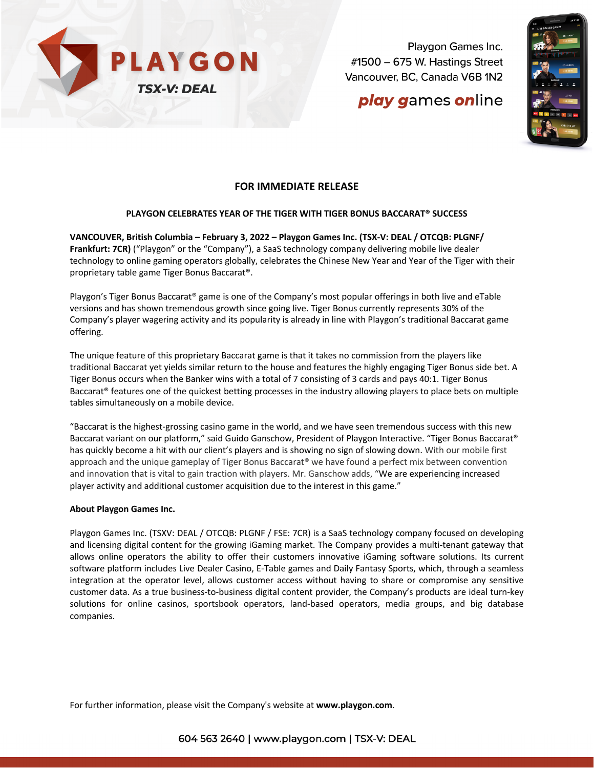PLAYGON

TSX-V: DEAL

Playgon Games Inc.
#1500 – 675 W. Hastings Street
Vancouver, BC, Canada V6B 1N2

**play games online**

**FOR IMMEDIATE RELEASE**

**PLAYGON CELEBRATES YEAR OF THE TIGER WITH TIGER BONUS BACCARAT® SUCCESS**

**VANCOUVER, British Columbia – February 3, 2022 – Playgon Games Inc. (TSX-V: DEAL / OTCQB: PLGNF/ Frankfurt: 7CR)** ("Playgon" or the "Company"), a SaaS technology company delivering mobile live dealer technology to online gaming operators globally, celebrates the Chinese New Year and Year of the Tiger with their proprietary table game Tiger Bonus Baccarat®.

Playgon's Tiger Bonus Baccarat® game is one of the Company's most popular offerings in both live and eTable versions and has shown tremendous growth since going live. Tiger Bonus currently represents 30% of the Company's player wagering activity and its popularity is already in line with Playgon's traditional Baccarat game offering.

The unique feature of this proprietary Baccarat game is that it takes no commission from the players like traditional Baccarat yet yields similar return to the house and features the highly engaging Tiger Bonus side bet. A Tiger Bonus occurs when the Banker wins with a total of 7 consisting of 3 cards and pays 40:1. Tiger Bonus Baccarat® features one of the quickest betting processes in the industry allowing players to place bets on multiple tables simultaneously on a mobile device.

"Baccarat is the highest-grossing casino game in the world, and we have seen tremendous success with this new Baccarat variant on our platform," said Guido Ganschow, President of Playgon Interactive. "Tiger Bonus Baccarat® has quickly become a hit with our client's players and is showing no sign of slowing down. With our mobile first approach and the unique gameplay of Tiger Bonus Baccarat® we have found a perfect mix between convention and innovation that is vital to gain traction with players. Mr. Ganschow adds, "We are experiencing increased player activity and additional customer acquisition due to the interest in this game."

**About Playgon Games Inc.**

Playgon Games Inc. (TSXV: DEAL / OTCQB: PLGNF / FSE: 7CR) is a SaaS technology company focused on developing and licensing digital content for the growing iGaming market. The Company provides a multi-tenant gateway that allows online operators the ability to offer their customers innovative iGaming software solutions. Its current software platform includes Live Dealer Casino, E-Table games and Daily Fantasy Sports, which, through a seamless integration at the operator level, allows customer access without having to share or compromise any sensitive customer data. As a true business-to-business digital content provider, the Company's products are ideal turn-key solutions for online casinos, sportsbook operators, land-based operators, media groups, and big database companies.

For further information, please visit the Company's website at **www.playgon.com**.

604 563 2640 | www.playgon.com | TSX-V: DEAL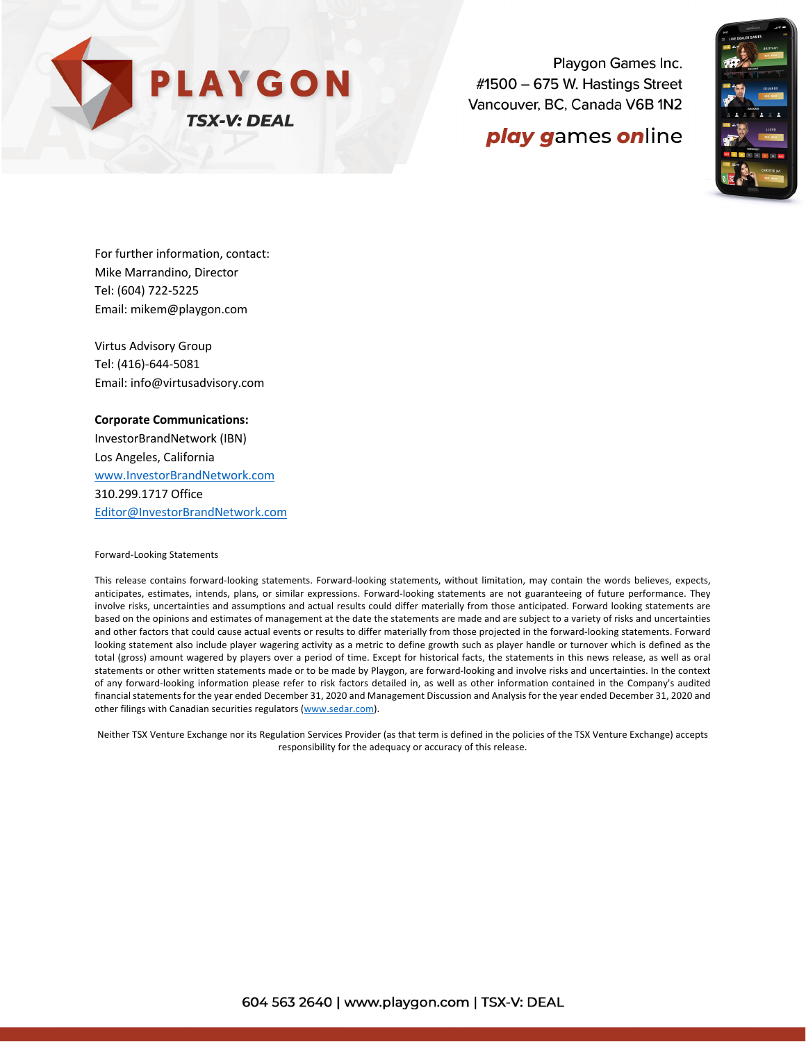For further information, contact:
Mike Marrandino, Director
Tel: (604) 722-5225
Email: mikem@playgon.com

Virtus Advisory Group
Tel: (416)-644-5081
Email: info@virtusadvisory.com

**Corporate Communications:**
InvestorBrandNetwork (IBN)
Los Angeles, California
[www.InvestorBrandNetwork.com](http://www.InvestorBrandNetwork.com)
310.299.1717 Office
[Editor@InvestorBrandNetwork.com](mailto:Editor@InvestorBrandNetwork.com)

Forward-Looking Statements

This release contains forward-looking statements. Forward-looking statements, without limitation, may contain the words believes, expects, anticipates, estimates, intends, plans, or similar expressions. Forward-looking statements are not guaranteeing of future performance. They involve risks, uncertainties and assumptions and actual results could differ materially from those anticipated. Forward looking statements are based on the opinions and estimates of management at the date the statements are made and are subject to a variety of risks and uncertainties and other factors that could cause actual events or results to differ materially from those projected in the forward-looking statements. Forward looking statement also include player wagering activity as a metric to define growth such as player handle or turnover which is defined as the total (gross) amount wagered by players over a period of time. Except for historical facts, the statements in this news release, as well as oral statements or other written statements made or to be made by Playgon, are forward-looking and involve risks and uncertainties. In the context of any forward-looking information please refer to risk factors detailed in, as well as other information contained in the Company's audited financial statements for the year ended December 31, 2020 and Management Discussion and Analysis for the year ended December 31, 2020 and other filings with Canadian securities regulators ([www.sedar.com](http://www.sedar.com)).

Neither TSX Venture Exchange nor its Regulation Services Provider (as that term is defined in the policies of the TSX Venture Exchange) accepts responsibility for the adequacy or accuracy of this release.